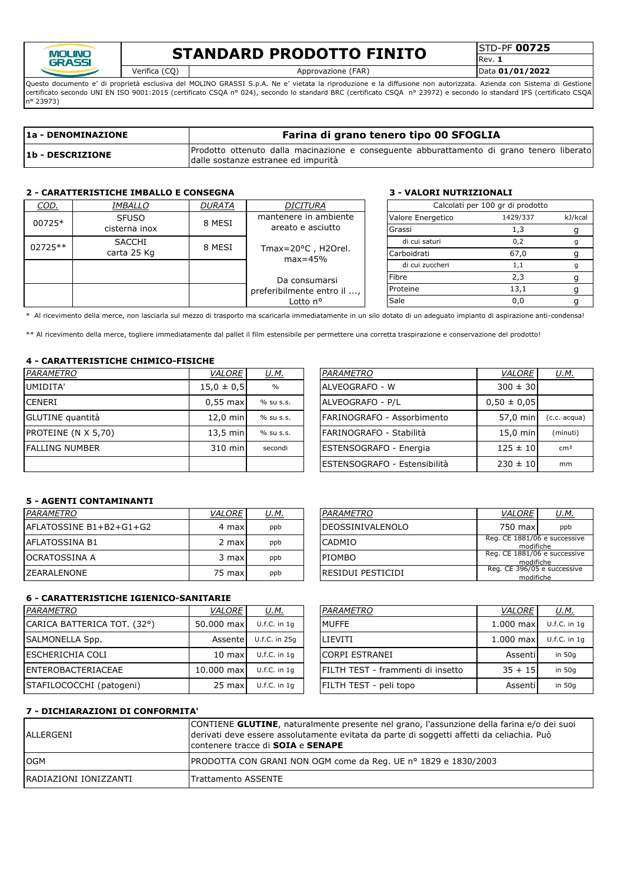| MOLINO GRASSI | **STANDARD PRODOTTO FINITO** | | STD-PF **00725** |
|---|---|---|---|
| | Verifica (CQ) | Approvazione (FAR) | Rev. **1** |
| | | | Data **01/01/2022** |

Questo documento e' di proprietà esclusiva del MOLINO GRASSI S.p.A. Ne e' vietata la riproduzione e la diffusione non autorizzata. Azienda con Sistema di Gestione certificato secondo UNI EN ISO 9001:2015 (certificato CSQA n° 024), secondo lo standard BRC (certificato CSQA n° 23972) e secondo lo standard IFS (certificato CSQA n° 23973)

| **1a - DENOMINAZIONE** | **Farina di grano tenero tipo 00 SFOGLIA** |
|---|---|
| **1b - DESCRIZIONE** | Prodotto ottenuto dalla macinazione e conseguente abburattamento di grano tenero liberato dalle sostanze estranee ed impurità |

### 2 - CARATTERISTICHE IMBALLO E CONSEGNA

| *COD.* | *IMBALLO* | *DURATA* | *DICITURA* |
|---|---|---|---|
| 00725* | SFUSO cisterna inox | 8 MESI | mantenere in ambiente areato e asciutto |
| 02725** | SACCHI carta 25 Kg | 8 MESI | Tmax=20°C , H2Orel. max=45% |
| | | | Da consumarsi preferibilmente entro il ..., Lotto n° |

### 3 - VALORI NUTRIZIONALI

| Calcolati per 100 gr di prodotto | | |
|---|---|---|
| Valore Energetico | 1429/337 | kJ/kcal |
| Grassi | 1,3 | g |
| di cui saturi | 0,2 | g |
| Carboidrati | 67,0 | g |
| di cui zuccheri | 1,1 | g |
| Fibre | 2,3 | g |
| Proteine | 13,1 | g |
| Sale | 0,0 | g |

\* Al ricevimento della merce, non lasciarla sul mezzo di trasporto ma scaricarla immediatamente in un silo dotato di un adeguato impianto di aspirazione anti-condensa!

\*\* Al ricevimento della merce, togliere immediatamente dal pallet il film estensibile per permettere una corretta traspirazione e conservazione del prodotto!

### 4 - CARATTERISTICHE CHIMICO-FISICHE

| *PARAMETRO* | *VALORE* | *U.M.* |
|---|---|---|
| UMIDITA' | 15,0 ± 0,5 | % |
| CENERI | 0,55 max | % su s.s. |
| GLUTINE quantità | 12,0 min | % su s.s. |
| PROTEINE (N X 5,70) | 13,5 min | % su s.s. |
| FALLING NUMBER | 310 min | secondi |

| *PARAMETRO* | *VALORE* | *U.M.* |
|---|---|---|
| ALVEOGRAFO - W | 300 ± 30 | |
| ALVEOGRAFO - P/L | 0,50 ± 0,05 | |
| FARINOGRAFO - Assorbimento | 57,0 min | (c.c. acqua) |
| FARINOGRAFO - Stabilità | 15,0 min | (minuti) |
| ESTENSOGRAFO - Energia | 125 ± 10 | cm² |
| ESTENSOGRAFO - Estensibilità | 230 ± 10 | mm |

### 5 - AGENTI CONTAMINANTI

| *PARAMETRO* | *VALORE* | *U.M.* |
|---|---|---|
| AFLATOSSINE B1+B2+G1+G2 | 4 max | ppb |
| AFLATOSSINA B1 | 2 max | ppb |
| OCRATOSSINA A | 3 max | ppb |
| ZEARALENONE | 75 max | ppb |

| *PARAMETRO* | *VALORE* | *U.M.* |
|---|---|---|
| DEOSSINIVALENOLO | 750 max | ppb |
| CADMIO | Reg. CE 1881/06 e successive modifiche | |
| PIOMBO | Reg. CE 1881/06 e successive modifiche | |
| RESIDUI PESTICIDI | Reg. CE 396/05 e successive modifiche | |

### 6 - CARATTERISTICHE IGIENICO-SANITARIE

| *PARAMETRO* | *VALORE* | *U.M.* |
|---|---|---|
| CARICA BATTERICA TOT. (32°) | 50.000 max | U.f.C. in 1g |
| SALMONELLA Spp. | Assente | U.f.C. in 25g |
| ESCHERICHIA COLI | 10 max | U.f.C. in 1g |
| ENTEROBACTERIACEAE | 10.000 max | U.f.C. in 1g |
| STAFILOCOCCHI (patogeni) | 25 max | U.f.C. in 1g |

| *PARAMETRO* | *VALORE* | *U.M.* |
|---|---|---|
| MUFFE | 1.000 max | U.f.C. in 1g |
| LIEVITI | 1.000 max | U.f.C. in 1g |
| CORPI ESTRANEI | Assenti | in 50g |
| FILTH TEST - frammenti di insetto | 35 + 15 | in 50g |
| FILTH TEST - peli topo | Assenti | in 50g |

### 7 - DICHIARAZIONI DI CONFORMITA'

| | |
|---|---|
| ALLERGENI | CONTIENE **GLUTINE**, naturalmente presente nel grano, l'assunzione della farina e/o dei suoi derivati deve essere assolutamente evitata da parte di soggetti affetti da celiachia. Può contenere tracce di **SOIA** e **SENAPE** |
| OGM | PRODOTTA CON GRANI NON OGM come da Reg. UE n° 1829 e 1830/2003 |
| RADIAZIONI IONIZZANTI | Trattamento ASSENTE |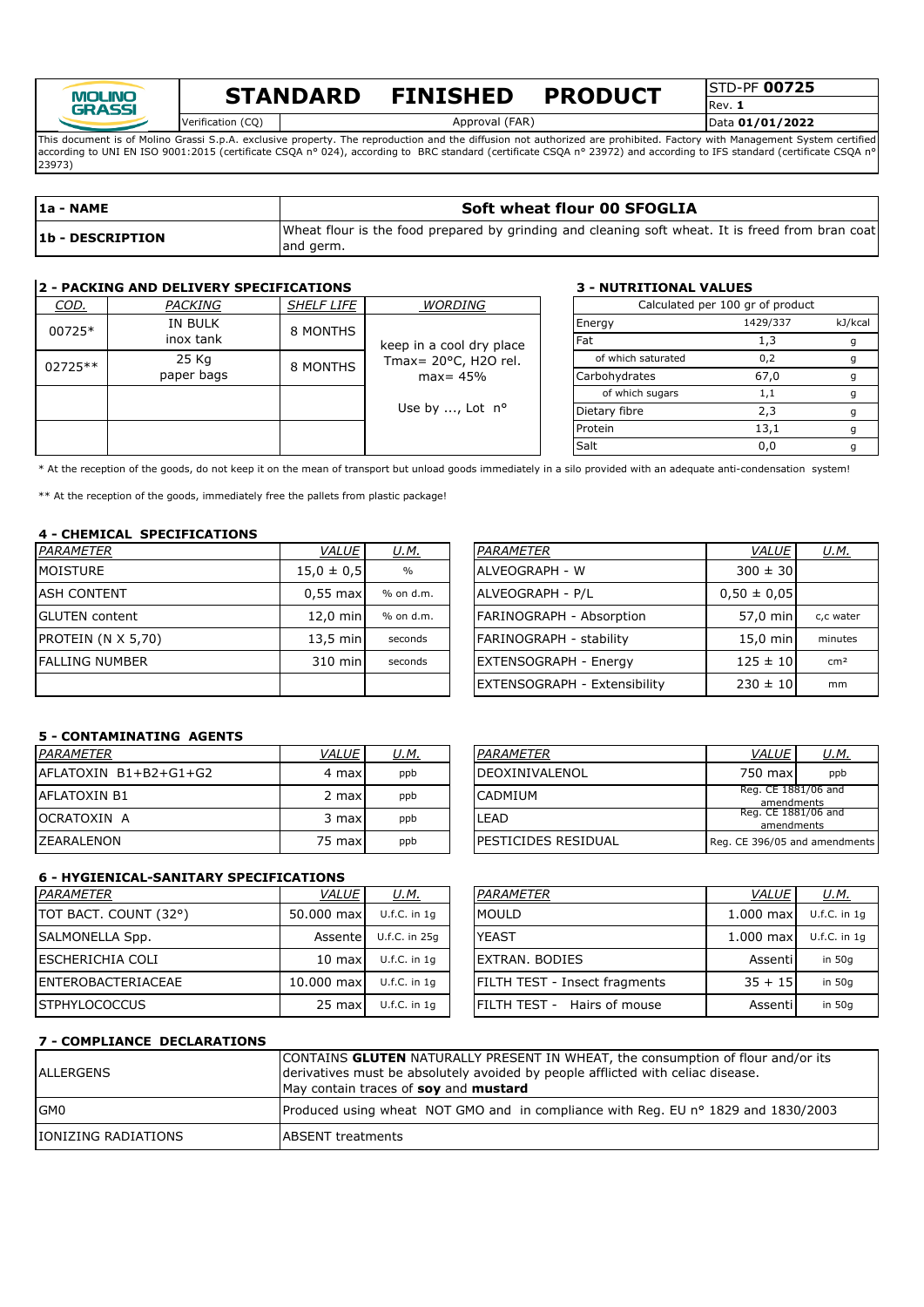| MOLINO GRASSI | **STANDARD FINISHED PRODUCT** | STD-PF **00725** |
|---|---|---|
| | | Rev. **1** |
| Verification (CQ) | Approval (FAR) | Data **01/01/2022** |

This document is of Molino Grassi S.p.A. exclusive property. The reproduction and the diffusion not authorized are prohibited. Factory with Management System certified according to UNI EN ISO 9001:2015 (certificate CSQA n° 024), according to BRC standard (certificate CSQA n° 23972) and according to IFS standard (certificate CSQA n° 23973)

| | |
|---|---|
| **1a - NAME** | **Soft wheat flour 00 SFOGLIA** |
| **1b - DESCRIPTION** | Wheat flour is the food prepared by grinding and cleaning soft wheat. It is freed from bran coat and germ. |

## 2 - PACKING AND DELIVERY SPECIFICATIONS

| COD. | PACKING | SHELF LIFE | WORDING |
|---|---|---|---|
| 00725* | IN BULK inox tank | 8 MONTHS | keep in a cool dry place Tmax= 20°C, H2O rel. max= 45% |
| 02725** | 25 Kg paper bags | 8 MONTHS | Use by ..., Lot n° |
| | | | |
| | | | |

## 3 - NUTRITIONAL VALUES

| Calculated per 100 gr of product | | |
|---|---|---|
| Energy | 1429/337 | kJ/kcal |
| Fat | 1,3 | g |
| of which saturated | 0,2 | g |
| Carbohydrates | 67,0 | g |
| of which sugars | 1,1 | g |
| Dietary fibre | 2,3 | g |
| Protein | 13,1 | g |
| Salt | 0,0 | g |

\* At the reception of the goods, do not keep it on the mean of transport but unload goods immediately in a silo provided with an adequate anti-condensation system!

\*\* At the reception of the goods, immediately free the pallets from plastic package!

## 4 - CHEMICAL SPECIFICATIONS

| PARAMETER | VALUE | U.M. |
|---|---|---|
| MOISTURE | 15,0 ± 0,5 | % |
| ASH CONTENT | 0,55 max | % on d.m. |
| GLUTEN content | 12,0 min | % on d.m. |
| PROTEIN (N X 5,70) | 13,5 min | seconds |
| FALLING NUMBER | 310 min | seconds |
| | | |

| PARAMETER | VALUE | U.M. |
|---|---|---|
| ALVEOGRAPH - W | 300 ± 30 | |
| ALVEOGRAPH - P/L | 0,50 ± 0,05 | |
| FARINOGRAPH - Absorption | 57,0 min | c,c water |
| FARINOGRAPH - stability | 15,0 min | minutes |
| EXTENSOGRAPH - Energy | 125 ± 10 | cm² |
| EXTENSOGRAPH - Extensibility | 230 ± 10 | mm |

## 5 - CONTAMINATING AGENTS

| PARAMETER | VALUE | U.M. |
|---|---|---|
| AFLATOXIN B1+B2+G1+G2 | 4 max | ppb |
| AFLATOXIN B1 | 2 max | ppb |
| OCRATOXIN A | 3 max | ppb |
| ZEARALENON | 75 max | ppb |

| PARAMETER | VALUE | U.M. |
|---|---|---|
| DEOXINIVALENOL | 750 max | ppb |
| CADMIUM | Reg. CE 1881/06 and amendments | |
| LEAD | Reg. CE 1881/06 and amendments | |
| PESTICIDES RESIDUAL | Reg. CE 396/05 and amendments | |

## 6 - HYGIENICAL-SANITARY SPECIFICATIONS

| PARAMETER | VALUE | U.M. |
|---|---|---|
| TOT BACT. COUNT (32°) | 50.000 max | U.f.C. in 1g |
| SALMONELLA Spp. | Assente | U.f.C. in 25g |
| ESCHERICHIA COLI | 10 max | U.f.C. in 1g |
| ENTEROBACTERIACEAE | 10.000 max | U.f.C. in 1g |
| STPHYLOCOCCUS | 25 max | U.f.C. in 1g |

| PARAMETER | VALUE | U.M. |
|---|---|---|
| MOULD | 1.000 max | U.f.C. in 1g |
| YEAST | 1.000 max | U.f.C. in 1g |
| EXTRAN. BODIES | Assenti | in 50g |
| FILTH TEST - Insect fragments | 35 + 15 | in 50g |
| FILTH TEST - Hairs of mouse | Assenti | in 50g |

## 7 - COMPLIANCE DECLARATIONS

| | |
|---|---|
| ALLERGENS | CONTAINS **GLUTEN** NATURALLY PRESENT IN WHEAT, the consumption of flour and/or its derivatives must be absolutely avoided by people afflicted with celiac disease. May contain traces of **soy** and **mustard** |
| GM0 | Produced using wheat NOT GMO and in compliance with Reg. EU n° 1829 and 1830/2003 |
| IONIZING RADIATIONS | ABSENT treatments |